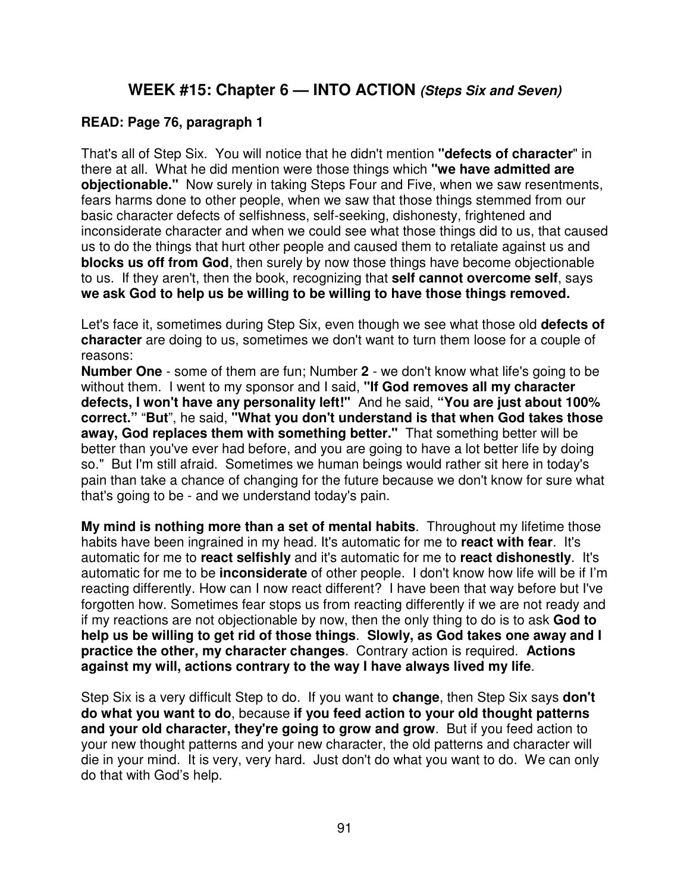## WEEK #15: Chapter 6 — INTO ACTION *(Steps Six and Seven)*

**READ: Page 76, paragraph 1**

That's all of Step Six. You will notice that he didn't mention **"defects of character**" in there at all. What he did mention were those things which **"we have admitted are objectionable."** Now surely in taking Steps Four and Five, when we saw resentments, fears harms done to other people, when we saw that those things stemmed from our basic character defects of selfishness, self-seeking, dishonesty, frightened and inconsiderate character and when we could see what those things did to us, that caused us to do the things that hurt other people and caused them to retaliate against us and **blocks us off from God**, then surely by now those things have become objectionable to us. If they aren't, then the book, recognizing that **self cannot overcome self**, says **we ask God to help us be willing to be willing to have those things removed.**

Let's face it, sometimes during Step Six, even though we see what those old **defects of character** are doing to us, sometimes we don't want to turn them loose for a couple of reasons:
**Number One** - some of them are fun; Number **2** - we don't know what life's going to be without them. I went to my sponsor and I said, **"If God removes all my character defects, I won't have any personality left!"** And he said, **"You are just about 100% correct."** "**But**", he said, **"What you don't understand is that when God takes those away, God replaces them with something better."** That something better will be better than you've ever had before, and you are going to have a lot better life by doing so." But I'm still afraid. Sometimes we human beings would rather sit here in today's pain than take a chance of changing for the future because we don't know for sure what that's going to be - and we understand today's pain.

**My mind is nothing more than a set of mental habits**. Throughout my lifetime those habits have been ingrained in my head. It's automatic for me to **react with fear**. It's automatic for me to **react selfishly** and it's automatic for me to **react dishonestly**. It's automatic for me to be **inconsiderate** of other people. I don't know how life will be if I'm reacting differently. How can I now react different? I have been that way before but I've forgotten how. Sometimes fear stops us from reacting differently if we are not ready and if my reactions are not objectionable by now, then the only thing to do is to ask **God to help us be willing to get rid of those things**. **Slowly, as God takes one away and I practice the other, my character changes**. Contrary action is required. **Actions against my will, actions contrary to the way I have always lived my life**.

Step Six is a very difficult Step to do. If you want to **change**, then Step Six says **don't do what you want to do**, because **if you feed action to your old thought patterns and your old character, they're going to grow and grow**. But if you feed action to your new thought patterns and your new character, the old patterns and character will die in your mind. It is very, very hard. Just don't do what you want to do. We can only do that with God's help.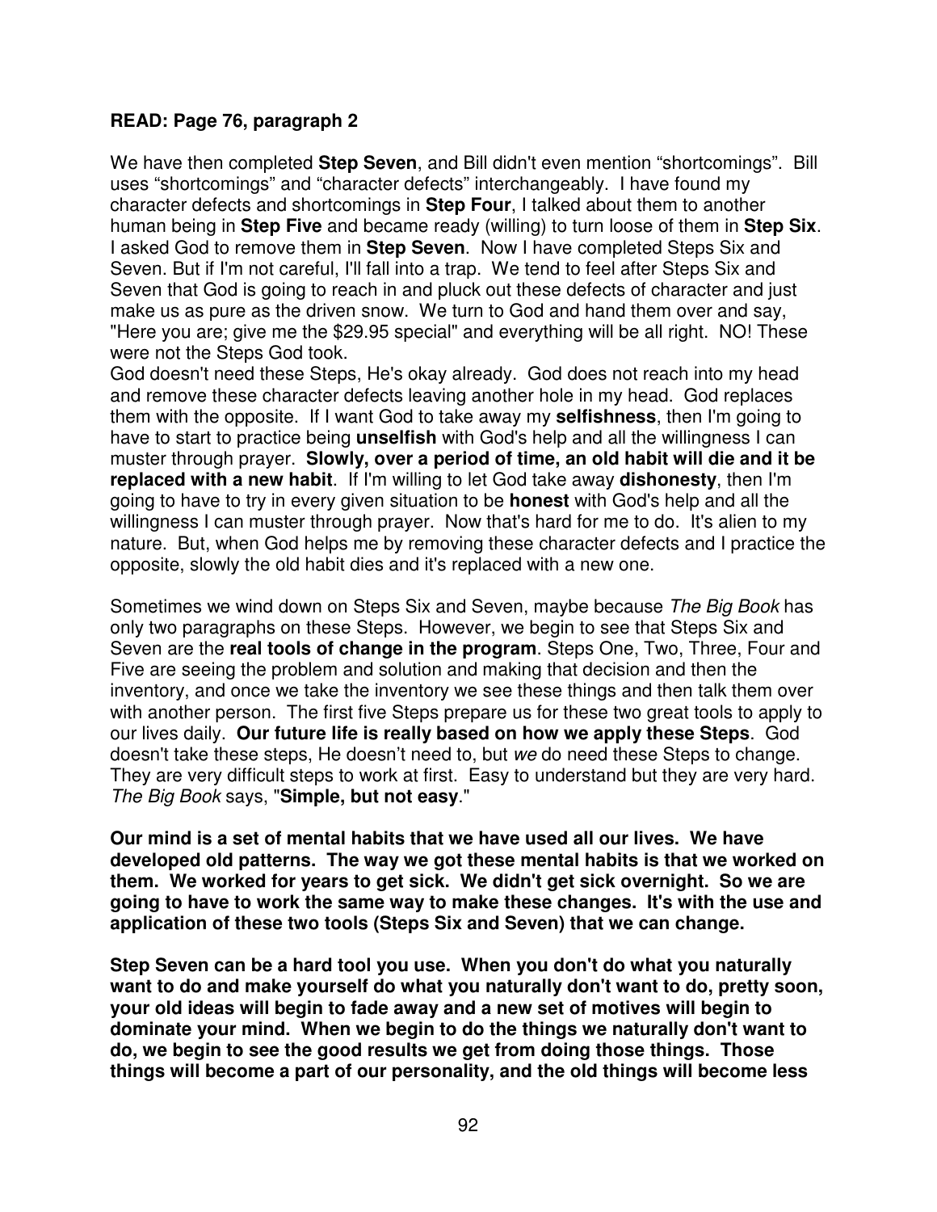**READ: Page 76, paragraph 2**

We have then completed **Step Seven**, and Bill didn't even mention "shortcomings". Bill uses "shortcomings" and "character defects" interchangeably. I have found my character defects and shortcomings in **Step Four**, I talked about them to another human being in **Step Five** and became ready (willing) to turn loose of them in **Step Six**. I asked God to remove them in **Step Seven**. Now I have completed Steps Six and Seven. But if I'm not careful, I'll fall into a trap. We tend to feel after Steps Six and Seven that God is going to reach in and pluck out these defects of character and just make us as pure as the driven snow. We turn to God and hand them over and say, "Here you are; give me the $29.95 special" and everything will be all right. NO! These were not the Steps God took.

God doesn't need these Steps, He's okay already. God does not reach into my head and remove these character defects leaving another hole in my head. God replaces them with the opposite. If I want God to take away my **selfishness**, then I'm going to have to start to practice being **unselfish** with God's help and all the willingness I can muster through prayer. **Slowly, over a period of time, an old habit will die and it be replaced with a new habit**. If I'm willing to let God take away **dishonesty**, then I'm going to have to try in every given situation to be **honest** with God's help and all the willingness I can muster through prayer. Now that's hard for me to do. It's alien to my nature. But, when God helps me by removing these character defects and I practice the opposite, slowly the old habit dies and it's replaced with a new one.

Sometimes we wind down on Steps Six and Seven, maybe because *The Big Book* has only two paragraphs on these Steps. However, we begin to see that Steps Six and Seven are the **real tools of change in the program**. Steps One, Two, Three, Four and Five are seeing the problem and solution and making that decision and then the inventory, and once we take the inventory we see these things and then talk them over with another person. The first five Steps prepare us for these two great tools to apply to our lives daily. **Our future life is really based on how we apply these Steps**. God doesn't take these steps, He doesn't need to, but *we* do need these Steps to change. They are very difficult steps to work at first. Easy to understand but they are very hard. *The Big Book* says, "**Simple, but not easy**."

**Our mind is a set of mental habits that we have used all our lives. We have developed old patterns. The way we got these mental habits is that we worked on them. We worked for years to get sick. We didn't get sick overnight. So we are going to have to work the same way to make these changes. It's with the use and application of these two tools (Steps Six and Seven) that we can change.**

**Step Seven can be a hard tool you use. When you don't do what you naturally want to do and make yourself do what you naturally don't want to do, pretty soon, your old ideas will begin to fade away and a new set of motives will begin to dominate your mind. When we begin to do the things we naturally don't want to do, we begin to see the good results we get from doing those things. Those things will become a part of our personality, and the old things will become less**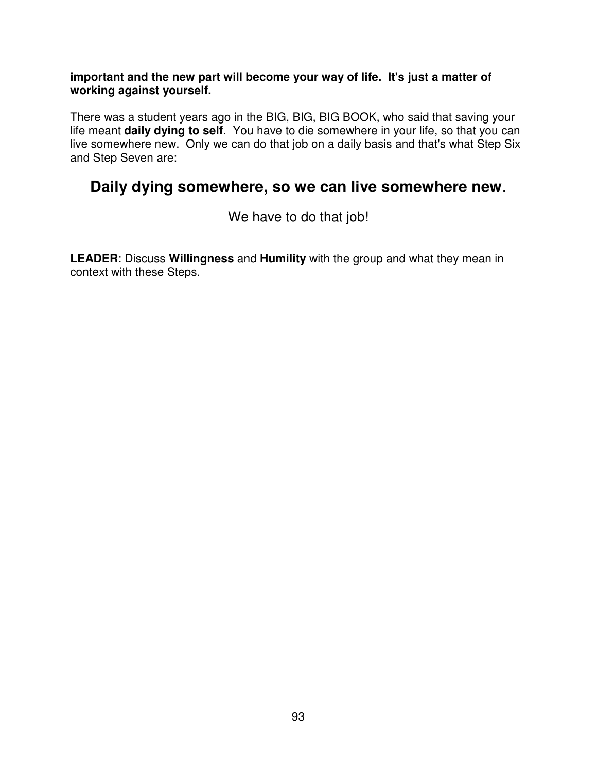**important and the new part will become your way of life. It's just a matter of working against yourself.**

There was a student years ago in the BIG, BIG, BIG BOOK, who said that saving your life meant **daily dying to self**. You have to die somewhere in your life, so that you can live somewhere new. Only we can do that job on a daily basis and that's what Step Six and Step Seven are:

## Daily dying somewhere, so we can live somewhere new.

We have to do that job!

**LEADER**: Discuss **Willingness** and **Humility** with the group and what they mean in context with these Steps.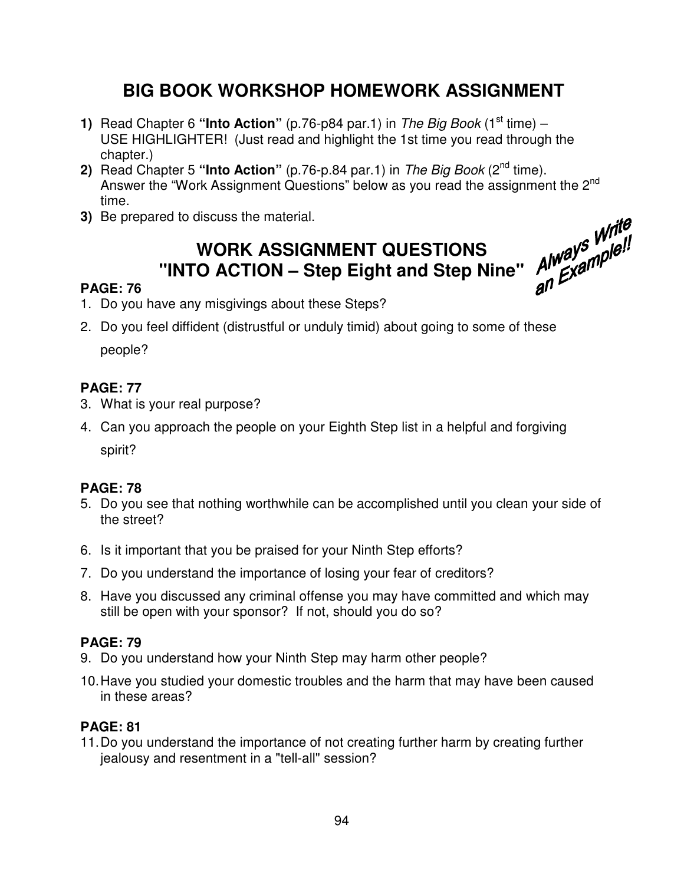# BIG BOOK WORKSHOP HOMEWORK ASSIGNMENT

1) Read Chapter 6 **"Into Action"** (p.76-p84 par.1) in *The Big Book* (1st time) – USE HIGHLIGHTER! (Just read and highlight the 1st time you read through the chapter.)
2) Read Chapter 5 **"Into Action"** (p.76-p.84 par.1) in *The Big Book* (2nd time). Answer the "Work Assignment Questions" below as you read the assignment the 2nd time.
3) Be prepared to discuss the material.

## WORK ASSIGNMENT QUESTIONS "INTO ACTION – Step Eight and Step Nine"

**Always Write an Example!!**

**PAGE: 76**

1. Do you have any misgivings about these Steps?
2. Do you feel diffident (distrustful or unduly timid) about going to some of these people?

**PAGE: 77**

3. What is your real purpose?
4. Can you approach the people on your Eighth Step list in a helpful and forgiving spirit?

**PAGE: 78**

5. Do you see that nothing worthwhile can be accomplished until you clean your side of the street?
6. Is it important that you be praised for your Ninth Step efforts?
7. Do you understand the importance of losing your fear of creditors?
8. Have you discussed any criminal offense you may have committed and which may still be open with your sponsor? If not, should you do so?

**PAGE: 79**

9. Do you understand how your Ninth Step may harm other people?
10. Have you studied your domestic troubles and the harm that may have been caused in these areas?

**PAGE: 81**

11. Do you understand the importance of not creating further harm by creating further jealousy and resentment in a "tell-all" session?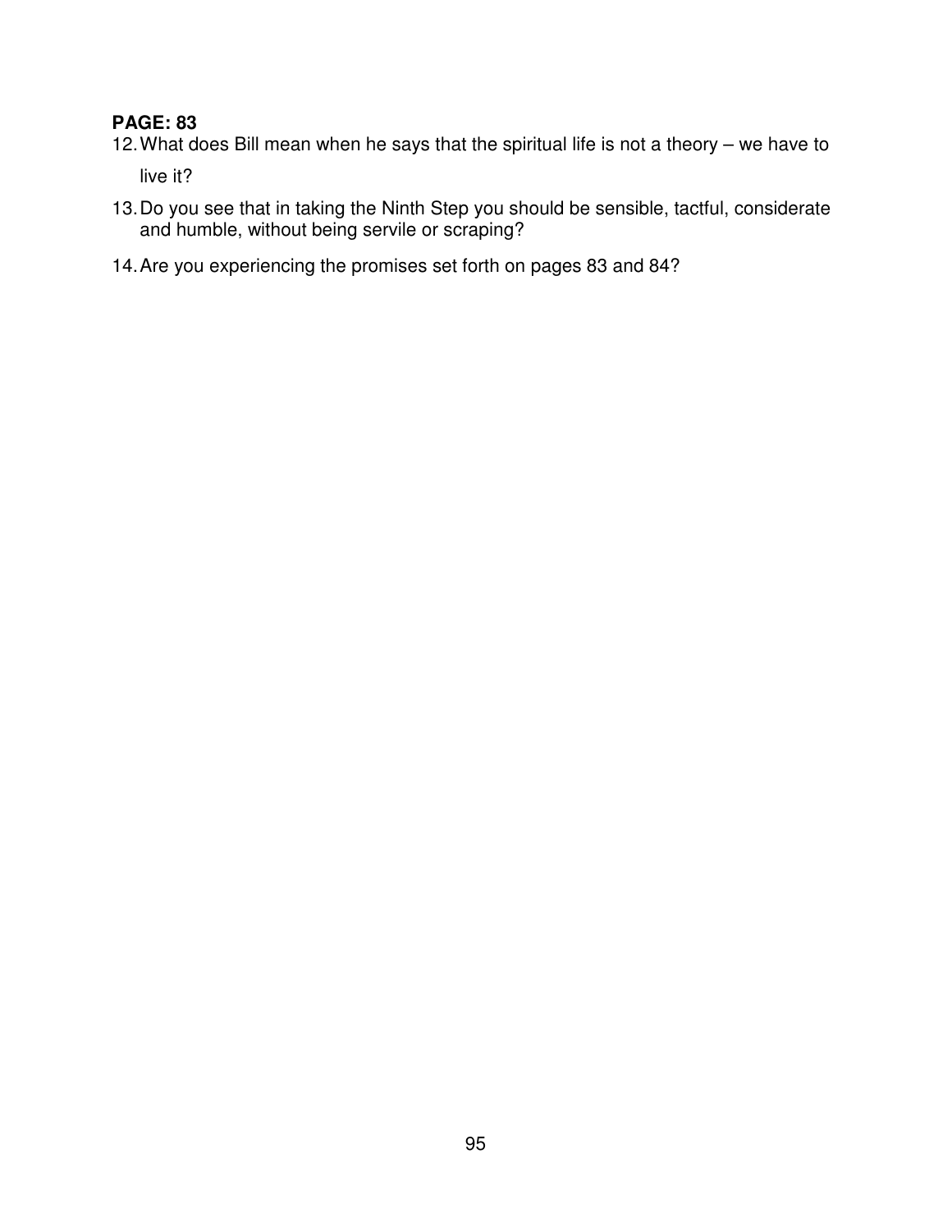**PAGE: 83**

12. What does Bill mean when he says that the spiritual life is not a theory – we have to live it?
13. Do you see that in taking the Ninth Step you should be sensible, tactful, considerate and humble, without being servile or scraping?
14. Are you experiencing the promises set forth on pages 83 and 84?